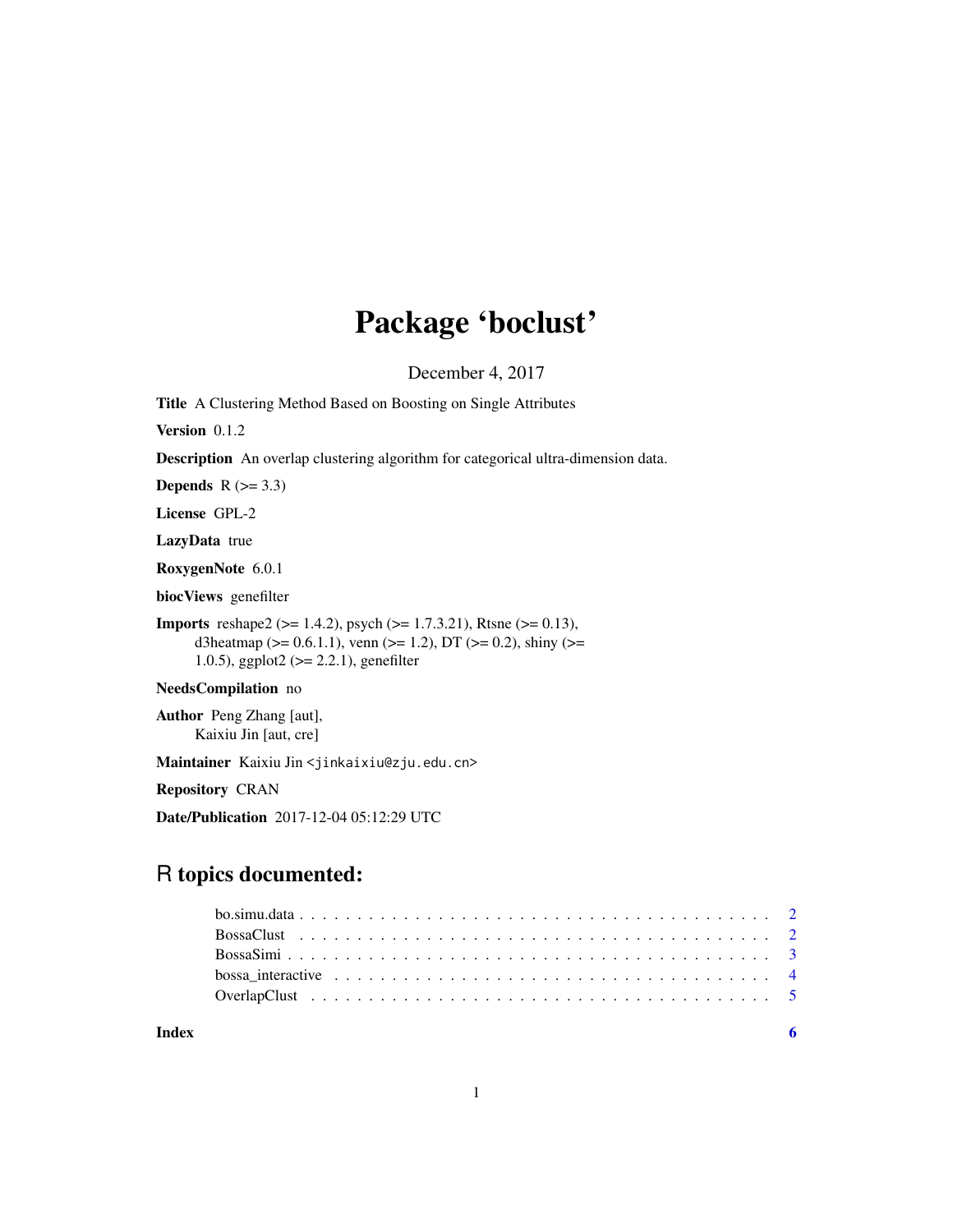# Package 'boclust'

December 4, 2017

**Title** A Clustering Method Based on Boosting on Single Attributes

**Version** 0.1.2

**Description** An overlap clustering algorithm for categorical ultra-dimension data.

**Depends** R (>= 3.3)

**License** GPL-2

**LazyData** true

**RoxygenNote** 6.0.1

**biocViews** genefilter

**Imports** reshape2 (>= 1.4.2), psych (>= 1.7.3.21), Rtsne (>= 0.13), d3heatmap (>= 0.6.1.1), venn (>= 1.2), DT (>= 0.2), shiny (>= 1.0.5), ggplot2 (>= 2.2.1), genefilter

**NeedsCompilation** no

**Author** Peng Zhang [aut], Kaixiu Jin [aut, cre]

**Maintainer** Kaixiu Jin <jinkaixiu@zju.edu.cn>

**Repository** CRAN

**Date/Publication** 2017-12-04 05:12:29 UTC

## R topics documented:

- bo.simu.data . . . . . . . . . . . . . . . . . . . . . . . . . . . . . . . . . . . . . . . . 2
- BossaClust . . . . . . . . . . . . . . . . . . . . . . . . . . . . . . . . . . . . . . . . 2
- BossaSimi . . . . . . . . . . . . . . . . . . . . . . . . . . . . . . . . . . . . . . . . 3
- bossa_interactive . . . . . . . . . . . . . . . . . . . . . . . . . . . . . . . . . . . . . 4
- OverlapClust . . . . . . . . . . . . . . . . . . . . . . . . . . . . . . . . . . . . . . . 5

**Index** **6**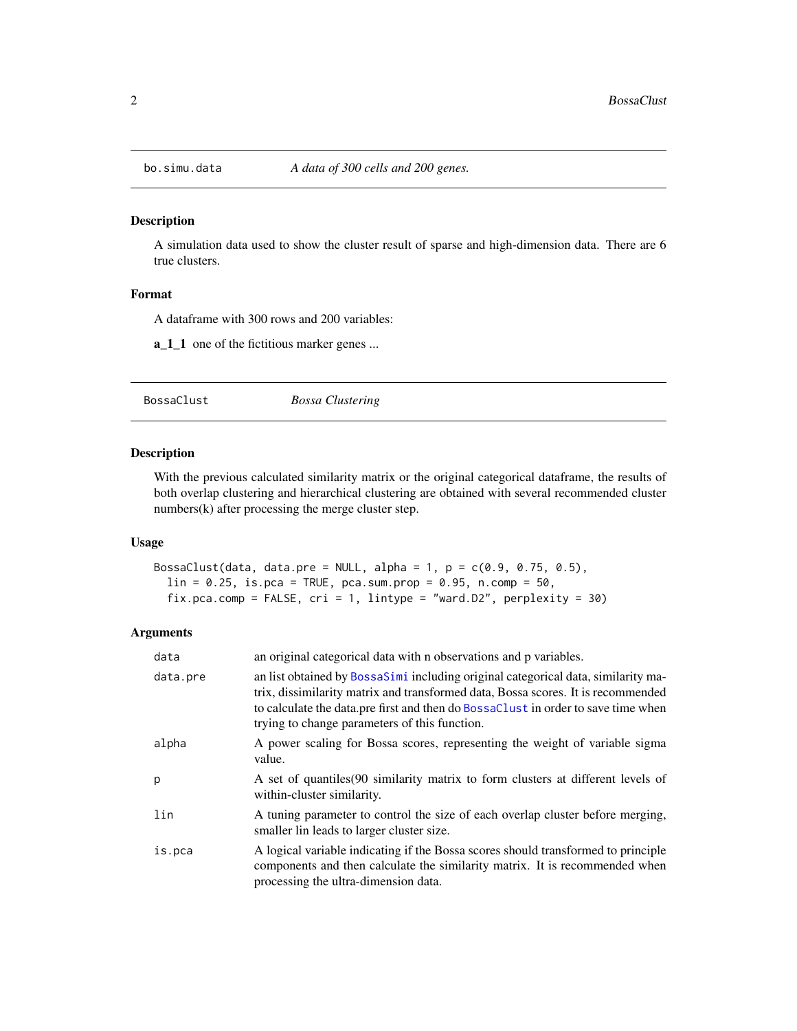## bo.simu.data — *A data of 300 cells and 200 genes.*

### Description

A simulation data used to show the cluster result of sparse and high-dimension data. There are 6 true clusters.

### Format

A dataframe with 300 rows and 200 variables:

**a_1_1** one of the fictitious marker genes ...

## BossaClust — *Bossa Clustering*

### Description

With the previous calculated similarity matrix or the original categorical dataframe, the results of both overlap clustering and hierarchical clustering are obtained with several recommended cluster numbers(k) after processing the merge cluster step.

### Usage

```
BossaClust(data, data.pre = NULL, alpha = 1, p = c(0.9, 0.75, 0.5),
  lin = 0.25, is.pca = TRUE, pca.sum.prop = 0.95, n.comp = 50,
  fix.pca.comp = FALSE, cri = 1, lintype = "ward.D2", perplexity = 30)
```

### Arguments

| | |
|---|---|
| data | an original categorical data with n observations and p variables. |
| data.pre | an list obtained by BossaSimi including original categorical data, similarity matrix, dissimilarity matrix and transformed data, Bossa scores. It is recommended to calculate the data.pre first and then do BossaClust in order to save time when trying to change parameters of this function. |
| alpha | A power scaling for Bossa scores, representing the weight of variable sigma value. |
| p | A set of quantiles(90 similarity matrix to form clusters at different levels of within-cluster similarity. |
| lin | A tuning parameter to control the size of each overlap cluster before merging, smaller lin leads to larger cluster size. |
| is.pca | A logical variable indicating if the Bossa scores should transformed to principle components and then calculate the similarity matrix. It is recommended when processing the ultra-dimension data. |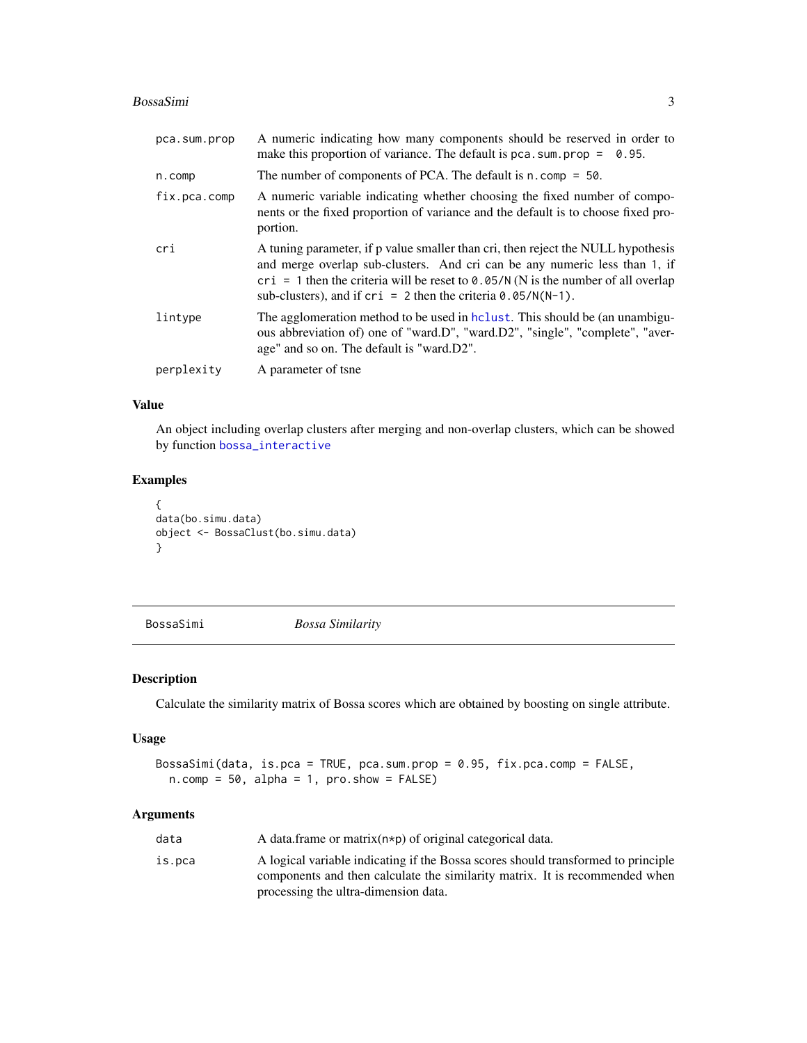| | |
|---|---|
| pca.sum.prop | A numeric indicating how many components should be reserved in order to make this proportion of variance. The default is `pca.sum.prop = 0.95`. |
| n.comp | The number of components of PCA. The default is `n.comp = 50`. |
| fix.pca.comp | A numeric variable indicating whether choosing the fixed number of components or the fixed proportion of variance and the default is to choose fixed proportion. |
| cri | A tuning parameter, if p value smaller than cri, then reject the NULL hypothesis and merge overlap sub-clusters. And cri can be any numeric less than 1, if `cri = 1` then the criteria will be reset to `0.05/N` (N is the number of all overlap sub-clusters), and if `cri = 2` then the criteria `0.05/N(N-1)`. |
| lintype | The agglomeration method to be used in `hclust`. This should be (an unambiguous abbreviation of) one of "ward.D", "ward.D2", "single", "complete", "average" and so on. The default is "ward.D2". |
| perplexity | A parameter of tsne |

### Value

An object including overlap clusters after merging and non-overlap clusters, which can be showed by function `bossa_interactive`

### Examples

```
{
data(bo.simu.data)
object <- BossaClust(bo.simu.data)
}
```

---

## BossaSimi — *Bossa Similarity*

### Description

Calculate the similarity matrix of Bossa scores which are obtained by boosting on single attribute.

### Usage

```
BossaSimi(data, is.pca = TRUE, pca.sum.prop = 0.95, fix.pca.comp = FALSE,
  n.comp = 50, alpha = 1, pro.show = FALSE)
```

### Arguments

| | |
|---|---|
| data | A data.frame or matrix(n*p) of original categorical data. |
| is.pca | A logical variable indicating if the Bossa scores should transformed to principle components and then calculate the similarity matrix. It is recommended when processing the ultra-dimension data. |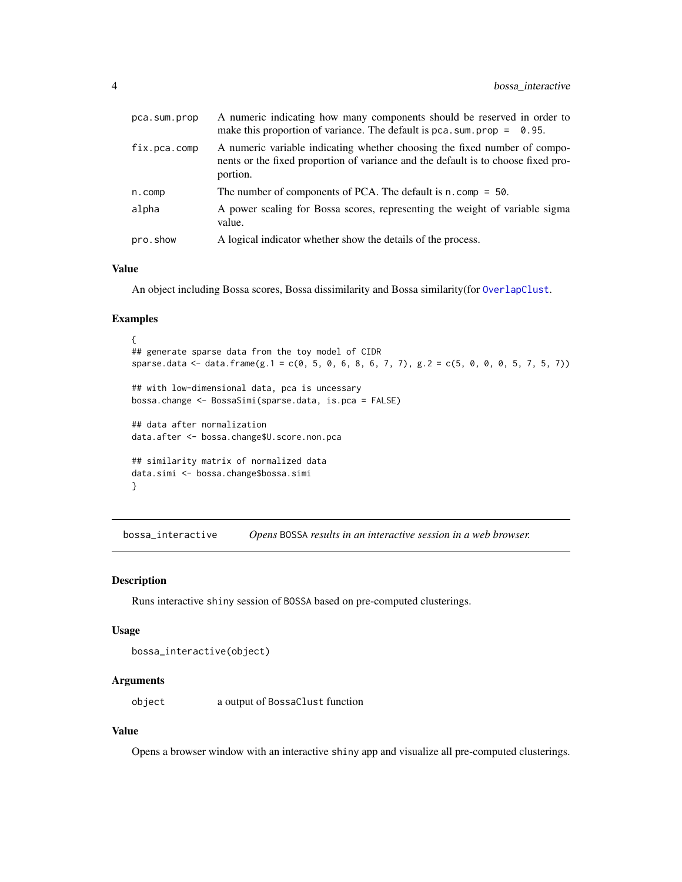| | |
|---|---|
| pca.sum.prop | A numeric indicating how many components should be reserved in order to make this proportion of variance. The default is `pca.sum.prop = 0.95`. |
| fix.pca.comp | A numeric variable indicating whether choosing the fixed number of components or the fixed proportion of variance and the default is to choose fixed proportion. |
| n.comp | The number of components of PCA. The default is `n.comp = 50`. |
| alpha | A power scaling for Bossa scores, representing the weight of variable sigma value. |
| pro.show | A logical indicator whether show the details of the process. |

### Value

An object including Bossa scores, Bossa dissimilarity and Bossa similarity(for `OverlapClust`.

### Examples

```
{
## generate sparse data from the toy model of CIDR
sparse.data <- data.frame(g.1 = c(0, 5, 0, 6, 8, 6, 7, 7), g.2 = c(5, 0, 0, 0, 5, 7, 5, 7))

## with low-dimensional data, pca is uncessary
bossa.change <- BossaSimi(sparse.data, is.pca = FALSE)

## data after normalization
data.after <- bossa.change$U.score.non.pca

## similarity matrix of normalized data
data.simi <- bossa.change$bossa.simi
}
```

## bossa_interactive — *Opens* BOSSA *results in an interactive session in a web browser.*

### Description

Runs interactive `shiny` session of `BOSSA` based on pre-computed clusterings.

### Usage

```
bossa_interactive(object)
```

### Arguments

| | |
|---|---|
| object | a output of `BossaClust` function |

### Value

Opens a browser window with an interactive `shiny` app and visualize all pre-computed clusterings.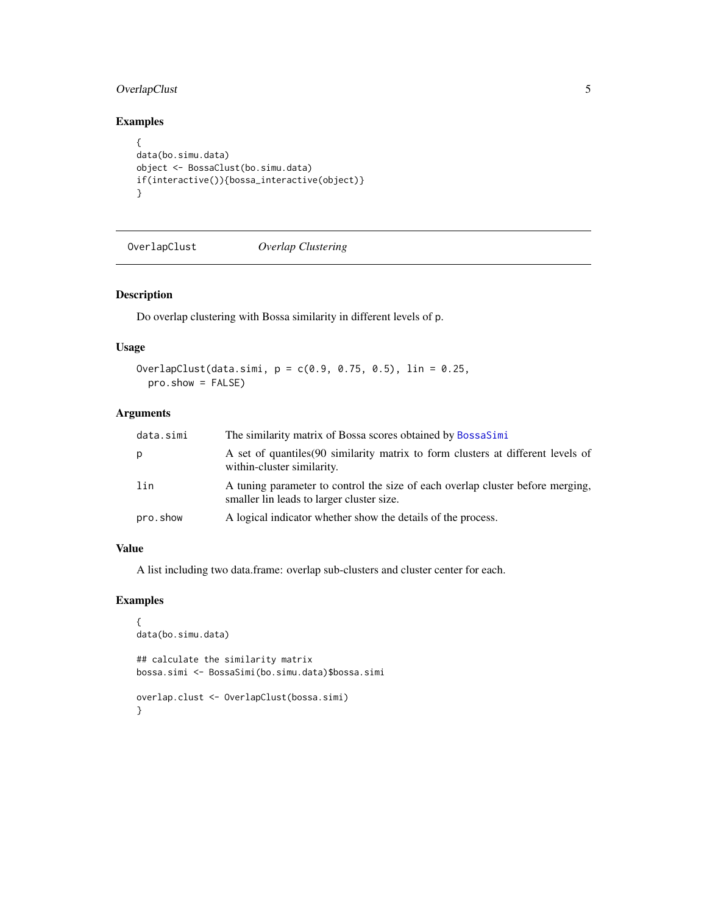## Examples

```
{
data(bo.simu.data)
object <- BossaClust(bo.simu.data)
if(interactive()){bossa_interactive(object)}
}
```

---

## OverlapClust *Overlap Clustering*

### Description

Do overlap clustering with Bossa similarity in different levels of p.

### Usage

```
OverlapClust(data.simi, p = c(0.9, 0.75, 0.5), lin = 0.25,
  pro.show = FALSE)
```

### Arguments

| | |
|---|---|
| data.simi | The similarity matrix of Bossa scores obtained by BossaSimi |
| p | A set of quantiles(90 similarity matrix to form clusters at different levels of within-cluster similarity. |
| lin | A tuning parameter to control the size of each overlap cluster before merging, smaller lin leads to larger cluster size. |
| pro.show | A logical indicator whether show the details of the process. |

### Value

A list including two data.frame: overlap sub-clusters and cluster center for each.

### Examples

```
{
data(bo.simu.data)

## calculate the similarity matrix
bossa.simi <- BossaSimi(bo.simu.data)$bossa.simi

overlap.clust <- OverlapClust(bossa.simi)
}
```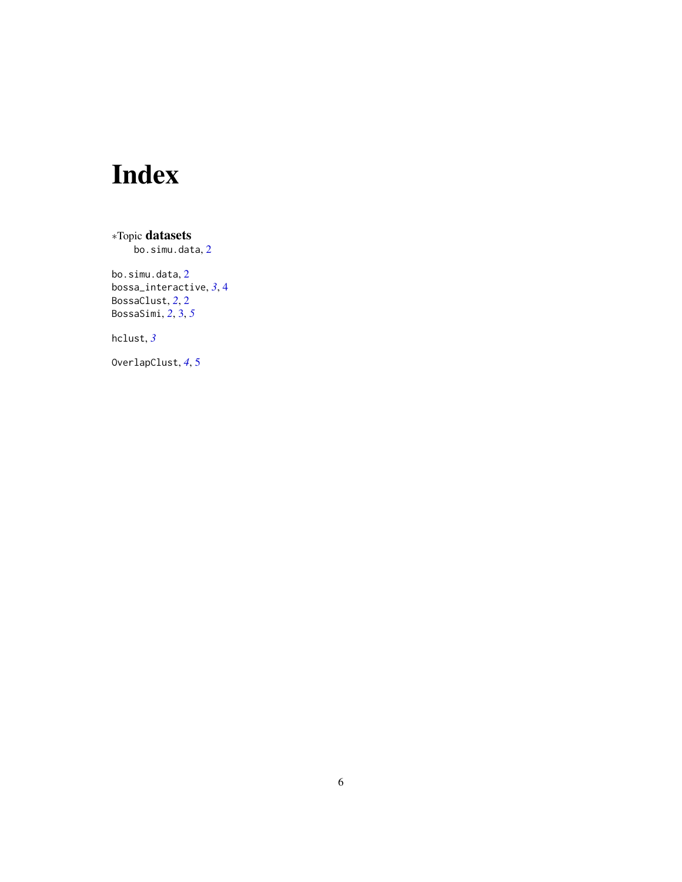# Index

∗Topic **datasets**
    bo.simu.data, 2

bo.simu.data, 2
bossa_interactive, *3*, 4
BossaClust, *2*, 2
BossaSimi, *2*, 3, *5*

hclust, *3*

OverlapClust, *4*, 5